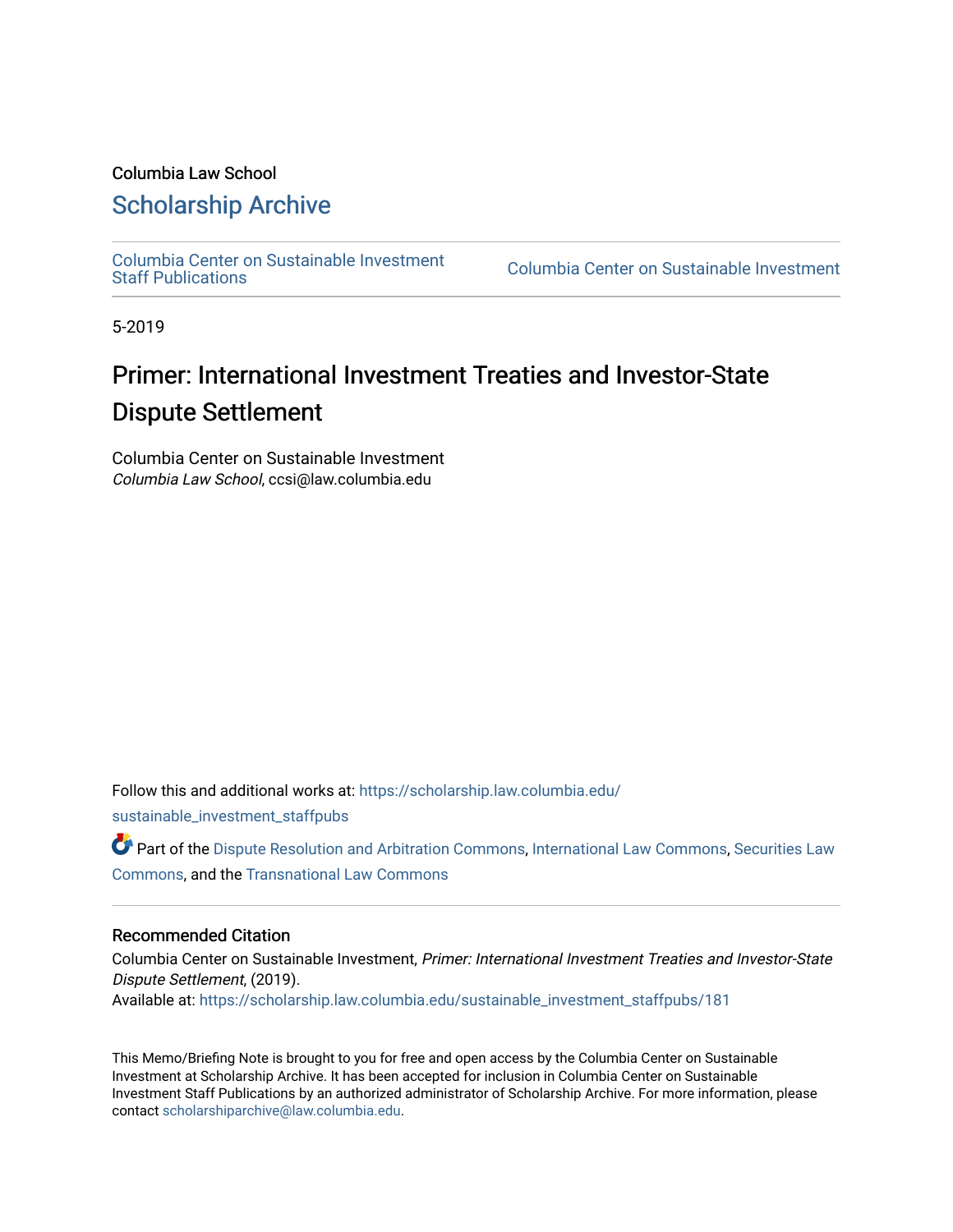Columbia Law School

## Scholarship Archive

Columbia Center on Sustainable Investment Staff Publications

Columbia Center on Sustainable Investment

5-2019

# Primer: International Investment Treaties and Investor-State Dispute Settlement

Columbia Center on Sustainable Investment
*Columbia Law School*, ccsi@law.columbia.edu

Follow this and additional works at: https://scholarship.law.columbia.edu/sustainable_investment_staffpubs

Part of the Dispute Resolution and Arbitration Commons, International Law Commons, Securities Law Commons, and the Transnational Law Commons

### Recommended Citation

Columbia Center on Sustainable Investment, *Primer: International Investment Treaties and Investor-State Dispute Settlement*, (2019).
Available at: https://scholarship.law.columbia.edu/sustainable_investment_staffpubs/181

This Memo/Briefing Note is brought to you for free and open access by the Columbia Center on Sustainable Investment at Scholarship Archive. It has been accepted for inclusion in Columbia Center on Sustainable Investment Staff Publications by an authorized administrator of Scholarship Archive. For more information, please contact scholarshiparchive@law.columbia.edu.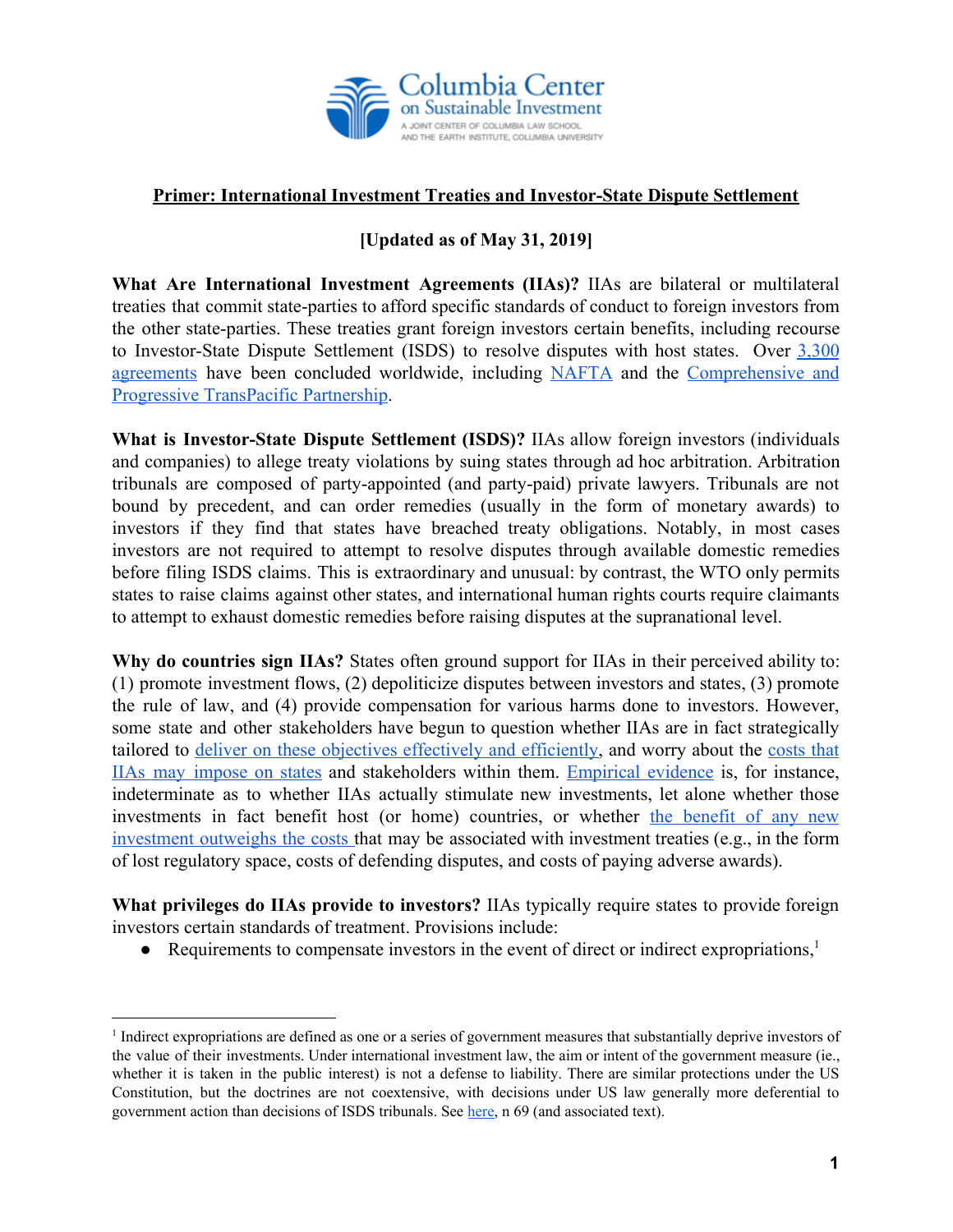**Primer: International Investment Treaties and Investor-State Dispute Settlement**

**[Updated as of May 31, 2019]**

**What Are International Investment Agreements (IIAs)?** IIAs are bilateral or multilateral treaties that commit state-parties to afford specific standards of conduct to foreign investors from the other state-parties. These treaties grant foreign investors certain benefits, including recourse to Investor-State Dispute Settlement (ISDS) to resolve disputes with host states. Over 3,300 agreements have been concluded worldwide, including NAFTA and the Comprehensive and Progressive TransPacific Partnership.

**What is Investor-State Dispute Settlement (ISDS)?** IIAs allow foreign investors (individuals and companies) to allege treaty violations by suing states through ad hoc arbitration. Arbitration tribunals are composed of party-appointed (and party-paid) private lawyers. Tribunals are not bound by precedent, and can order remedies (usually in the form of monetary awards) to investors if they find that states have breached treaty obligations. Notably, in most cases investors are not required to attempt to resolve disputes through available domestic remedies before filing ISDS claims. This is extraordinary and unusual: by contrast, the WTO only permits states to raise claims against other states, and international human rights courts require claimants to attempt to exhaust domestic remedies before raising disputes at the supranational level.

**Why do countries sign IIAs?** States often ground support for IIAs in their perceived ability to: (1) promote investment flows, (2) depoliticize disputes between investors and states, (3) promote the rule of law, and (4) provide compensation for various harms done to investors. However, some state and other stakeholders have begun to question whether IIAs are in fact strategically tailored to deliver on these objectives effectively and efficiently, and worry about the costs that IIAs may impose on states and stakeholders within them. Empirical evidence is, for instance, indeterminate as to whether IIAs actually stimulate new investments, let alone whether those investments in fact benefit host (or home) countries, or whether the benefit of any new investment outweighs the costs that may be associated with investment treaties (e.g., in the form of lost regulatory space, costs of defending disputes, and costs of paying adverse awards).

**What privileges do IIAs provide to investors?** IIAs typically require states to provide foreign investors certain standards of treatment. Provisions include:

- Requirements to compensate investors in the event of direct or indirect expropriations,[1]

[1] Indirect expropriations are defined as one or a series of government measures that substantially deprive investors of the value of their investments. Under international investment law, the aim or intent of the government measure (ie., whether it is taken in the public interest) is not a defense to liability. There are similar protections under the US Constitution, but the doctrines are not coextensive, with decisions under US law generally more deferential to government action than decisions of ISDS tribunals. See here, n 69 (and associated text).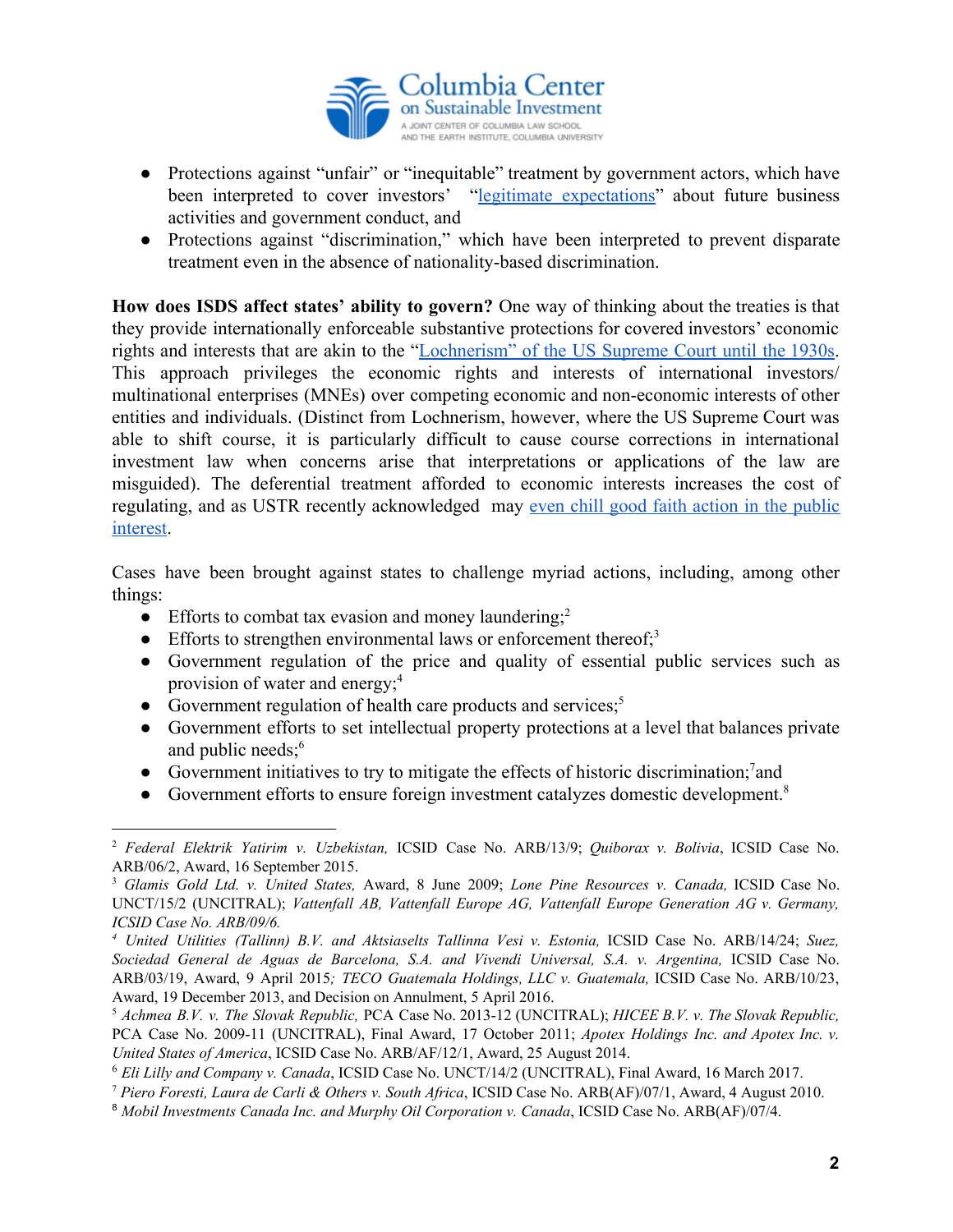- Protections against "unfair" or "inequitable" treatment by government actors, which have been interpreted to cover investors' "legitimate expectations" about future business activities and government conduct, and
- Protections against "discrimination," which have been interpreted to prevent disparate treatment even in the absence of nationality-based discrimination.

**How does ISDS affect states' ability to govern?** One way of thinking about the treaties is that they provide internationally enforceable substantive protections for covered investors' economic rights and interests that are akin to the "Lochnerism" of the US Supreme Court until the 1930s. This approach privileges the economic rights and interests of international investors/ multinational enterprises (MNEs) over competing economic and non-economic interests of other entities and individuals. (Distinct from Lochnerism, however, where the US Supreme Court was able to shift course, it is particularly difficult to cause course corrections in international investment law when concerns arise that interpretations or applications of the law are misguided). The deferential treatment afforded to economic interests increases the cost of regulating, and as USTR recently acknowledged may even chill good faith action in the public interest.

Cases have been brought against states to challenge myriad actions, including, among other things:

- Efforts to combat tax evasion and money laundering;[2]
- Efforts to strengthen environmental laws or enforcement thereof;[3]
- Government regulation of the price and quality of essential public services such as provision of water and energy;[4]
- Government regulation of health care products and services;[5]
- Government efforts to set intellectual property protections at a level that balances private and public needs;[6]
- Government initiatives to try to mitigate the effects of historic discrimination;[7]and
- Government efforts to ensure foreign investment catalyzes domestic development.[8]

---

[2] *Federal Elektrik Yatirim v. Uzbekistan,* ICSID Case No. ARB/13/9; *Quiborax v. Bolivia*, ICSID Case No. ARB/06/2, Award, 16 September 2015.

[3] *Glamis Gold Ltd. v. United States,* Award, 8 June 2009; *Lone Pine Resources v. Canada,* ICSID Case No. UNCT/15/2 (UNCITRAL); *Vattenfall AB, Vattenfall Europe AG, Vattenfall Europe Generation AG v. Germany, ICSID Case No. ARB/09/6.*

[4] *United Utilities (Tallinn) B.V. and Aktsiaselts Tallinna Vesi v. Estonia,* ICSID Case No. ARB/14/24; *Suez, Sociedad General de Aguas de Barcelona, S.A. and Vivendi Universal, S.A. v. Argentina,* ICSID Case No. ARB/03/19, Award, 9 April 2015*; TECO Guatemala Holdings, LLC v. Guatemala,* ICSID Case No. ARB/10/23, Award, 19 December 2013, and Decision on Annulment, 5 April 2016.

[5] *Achmea B.V. v. The Slovak Republic,* PCA Case No. 2013-12 (UNCITRAL); *HICEE B.V. v. The Slovak Republic,* PCA Case No. 2009-11 (UNCITRAL), Final Award, 17 October 2011; *Apotex Holdings Inc. and Apotex Inc. v. United States of America*, ICSID Case No. ARB/AF/12/1, Award, 25 August 2014.

[6] *Eli Lilly and Company v. Canada*, ICSID Case No. UNCT/14/2 (UNCITRAL), Final Award, 16 March 2017.

[7] *Piero Foresti, Laura de Carli & Others v. South Africa*, ICSID Case No. ARB(AF)/07/1, Award, 4 August 2010.

[8] *Mobil Investments Canada Inc. and Murphy Oil Corporation v. Canada*, ICSID Case No. ARB(AF)/07/4.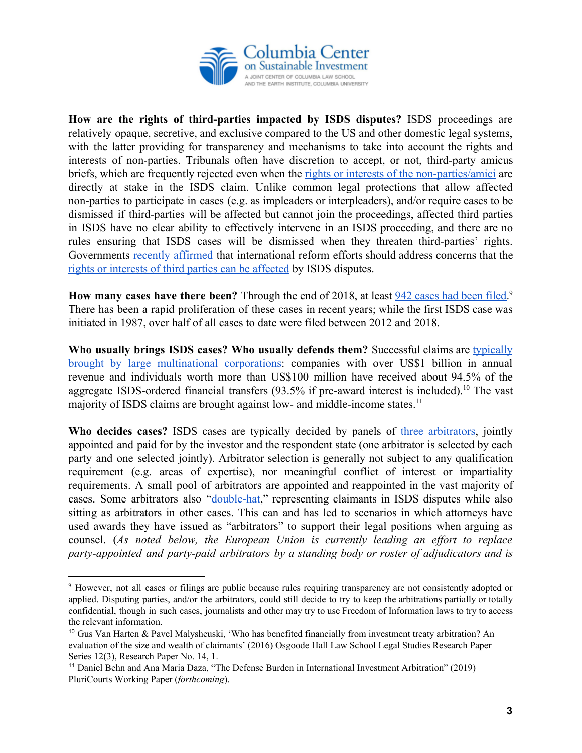**How are the rights of third-parties impacted by ISDS disputes?** ISDS proceedings are relatively opaque, secretive, and exclusive compared to the US and other domestic legal systems, with the latter providing for transparency and mechanisms to take into account the rights and interests of non-parties. Tribunals often have discretion to accept, or not, third-party amicus briefs, which are frequently rejected even when the rights or interests of the non-parties/amici are directly at stake in the ISDS claim. Unlike common legal protections that allow affected non-parties to participate in cases (e.g. as impleaders or interpleaders), and/or require cases to be dismissed if third-parties will be affected but cannot join the proceedings, affected third parties in ISDS have no clear ability to effectively intervene in an ISDS proceeding, and there are no rules ensuring that ISDS cases will be dismissed when they threaten third-parties' rights. Governments recently affirmed that international reform efforts should address concerns that the rights or interests of third parties can be affected by ISDS disputes.

**How many cases have there been?** Through the end of 2018, at least 942 cases had been filed.[9] There has been a rapid proliferation of these cases in recent years; while the first ISDS case was initiated in 1987, over half of all cases to date were filed between 2012 and 2018.

**Who usually brings ISDS cases? Who usually defends them?** Successful claims are typically brought by large multinational corporations: companies with over US$1 billion in annual revenue and individuals worth more than US$100 million have received about 94.5% of the aggregate ISDS-ordered financial transfers (93.5% if pre-award interest is included).[10] The vast majority of ISDS claims are brought against low- and middle-income states.[11]

**Who decides cases?** ISDS cases are typically decided by panels of three arbitrators, jointly appointed and paid for by the investor and the respondent state (one arbitrator is selected by each party and one selected jointly). Arbitrator selection is generally not subject to any qualification requirement (e.g. areas of expertise), nor meaningful conflict of interest or impartiality requirements. A small pool of arbitrators are appointed and reappointed in the vast majority of cases. Some arbitrators also "double-hat," representing claimants in ISDS disputes while also sitting as arbitrators in other cases. This can and has led to scenarios in which attorneys have used awards they have issued as "arbitrators" to support their legal positions when arguing as counsel. (*As noted below, the European Union is currently leading an effort to replace party-appointed and party-paid arbitrators by a standing body or roster of adjudicators and is*

---

[9] However, not all cases or filings are public because rules requiring transparency are not consistently adopted or applied. Disputing parties, and/or the arbitrators, could still decide to try to keep the arbitrations partially or totally confidential, though in such cases, journalists and other may try to use Freedom of Information laws to try to access the relevant information.

[10] Gus Van Harten & Pavel Malysheuski, 'Who has benefited financially from investment treaty arbitration? An evaluation of the size and wealth of claimants' (2016) Osgoode Hall Law School Legal Studies Research Paper Series 12(3), Research Paper No. 14, 1.

[11] Daniel Behn and Ana Maria Daza, "The Defense Burden in International Investment Arbitration" (2019) PluriCourts Working Paper (*forthcoming*).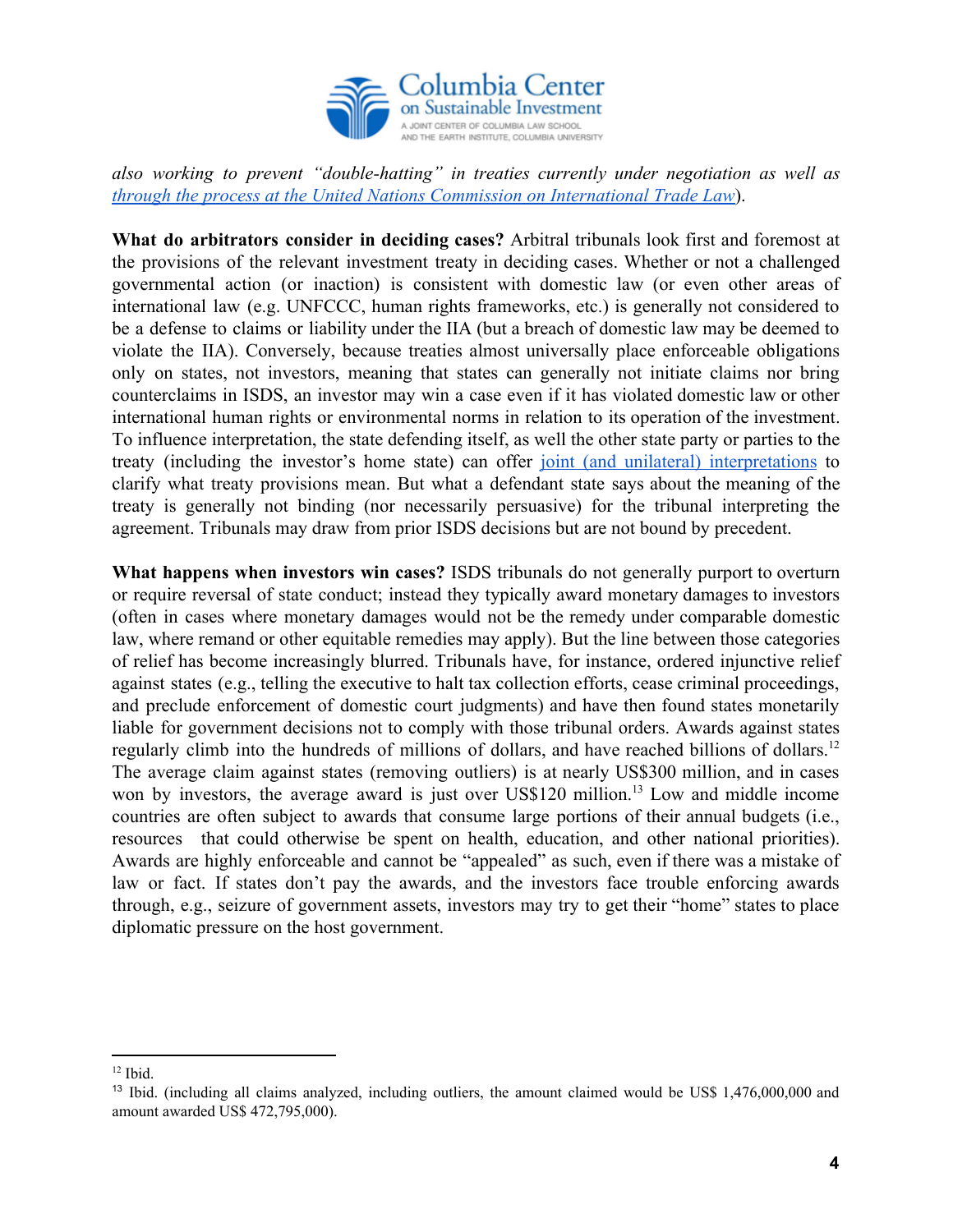*also working to prevent "double-hatting" in treaties currently under negotiation as well as through the process at the United Nations Commission on International Trade Law*).

**What do arbitrators consider in deciding cases?** Arbitral tribunals look first and foremost at the provisions of the relevant investment treaty in deciding cases. Whether or not a challenged governmental action (or inaction) is consistent with domestic law (or even other areas of international law (e.g. UNFCCC, human rights frameworks, etc.) is generally not considered to be a defense to claims or liability under the IIA (but a breach of domestic law may be deemed to violate the IIA). Conversely, because treaties almost universally place enforceable obligations only on states, not investors, meaning that states can generally not initiate claims nor bring counterclaims in ISDS, an investor may win a case even if it has violated domestic law or other international human rights or environmental norms in relation to its operation of the investment. To influence interpretation, the state defending itself, as well the other state party or parties to the treaty (including the investor's home state) can offer joint (and unilateral) interpretations to clarify what treaty provisions mean. But what a defendant state says about the meaning of the treaty is generally not binding (nor necessarily persuasive) for the tribunal interpreting the agreement. Tribunals may draw from prior ISDS decisions but are not bound by precedent.

**What happens when investors win cases?** ISDS tribunals do not generally purport to overturn or require reversal of state conduct; instead they typically award monetary damages to investors (often in cases where monetary damages would not be the remedy under comparable domestic law, where remand or other equitable remedies may apply). But the line between those categories of relief has become increasingly blurred. Tribunals have, for instance, ordered injunctive relief against states (e.g., telling the executive to halt tax collection efforts, cease criminal proceedings, and preclude enforcement of domestic court judgments) and have then found states monetarily liable for government decisions not to comply with those tribunal orders. Awards against states regularly climb into the hundreds of millions of dollars, and have reached billions of dollars.[12] The average claim against states (removing outliers) is at nearly US$300 million, and in cases won by investors, the average award is just over US$120 million.[13] Low and middle income countries are often subject to awards that consume large portions of their annual budgets (i.e., resources that could otherwise be spent on health, education, and other national priorities). Awards are highly enforceable and cannot be "appealed" as such, even if there was a mistake of law or fact. If states don't pay the awards, and the investors face trouble enforcing awards through, e.g., seizure of government assets, investors may try to get their "home" states to place diplomatic pressure on the host government.

---

[12] Ibid.

[13] Ibid. (including all claims analyzed, including outliers, the amount claimed would be US$ 1,476,000,000 and amount awarded US$ 472,795,000).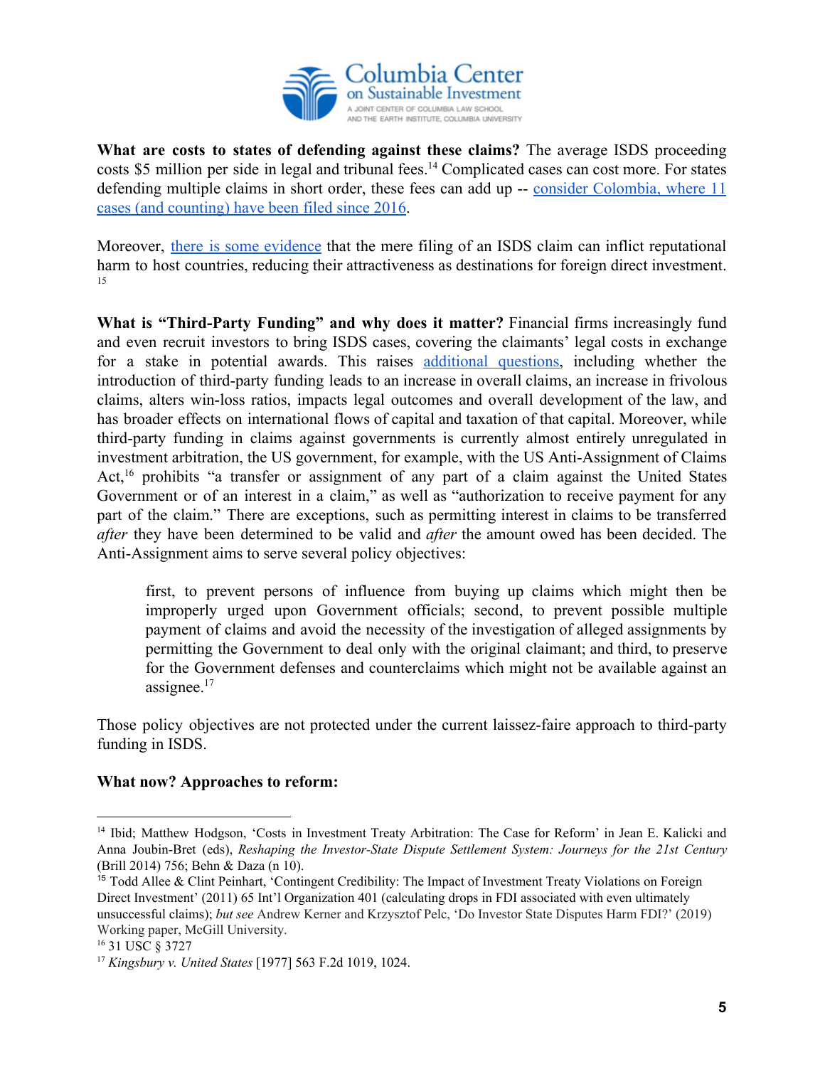**What are costs to states of defending against these claims?** The average ISDS proceeding costs $5 million per side in legal and tribunal fees.[14] Complicated cases can cost more. For states defending multiple claims in short order, these fees can add up -- consider Colombia, where 11 cases (and counting) have been filed since 2016.

Moreover, there is some evidence that the mere filing of an ISDS claim can inflict reputational harm to host countries, reducing their attractiveness as destinations for foreign direct investment.[15]

**What is "Third-Party Funding" and why does it matter?** Financial firms increasingly fund and even recruit investors to bring ISDS cases, covering the claimants' legal costs in exchange for a stake in potential awards. This raises additional questions, including whether the introduction of third-party funding leads to an increase in overall claims, an increase in frivolous claims, alters win-loss ratios, impacts legal outcomes and overall development of the law, and has broader effects on international flows of capital and taxation of that capital. Moreover, while third-party funding in claims against governments is currently almost entirely unregulated in investment arbitration, the US government, for example, with the US Anti-Assignment of Claims Act,[16] prohibits "a transfer or assignment of any part of a claim against the United States Government or of an interest in a claim," as well as "authorization to receive payment for any part of the claim." There are exceptions, such as permitting interest in claims to be transferred *after* they have been determined to be valid and *after* the amount owed has been decided. The Anti-Assignment aims to serve several policy objectives:

> first, to prevent persons of influence from buying up claims which might then be improperly urged upon Government officials; second, to prevent possible multiple payment of claims and avoid the necessity of the investigation of alleged assignments by permitting the Government to deal only with the original claimant; and third, to preserve for the Government defenses and counterclaims which might not be available against an assignee.[17]

Those policy objectives are not protected under the current laissez-faire approach to third-party funding in ISDS.

**What now? Approaches to reform:**

---

[14] Ibid; Matthew Hodgson, 'Costs in Investment Treaty Arbitration: The Case for Reform' in Jean E. Kalicki and Anna Joubin-Bret (eds), *Reshaping the Investor-State Dispute Settlement System: Journeys for the 21st Century* (Brill 2014) 756; Behn & Daza (n 10).

[15] Todd Allee & Clint Peinhart, 'Contingent Credibility: The Impact of Investment Treaty Violations on Foreign Direct Investment' (2011) 65 Int'l Organization 401 (calculating drops in FDI associated with even ultimately unsuccessful claims); *but see* Andrew Kerner and Krzysztof Pelc, 'Do Investor State Disputes Harm FDI?' (2019) Working paper, McGill University.

[16] 31 USC § 3727

[17] *Kingsbury v. United States* [1977] 563 F.2d 1019, 1024.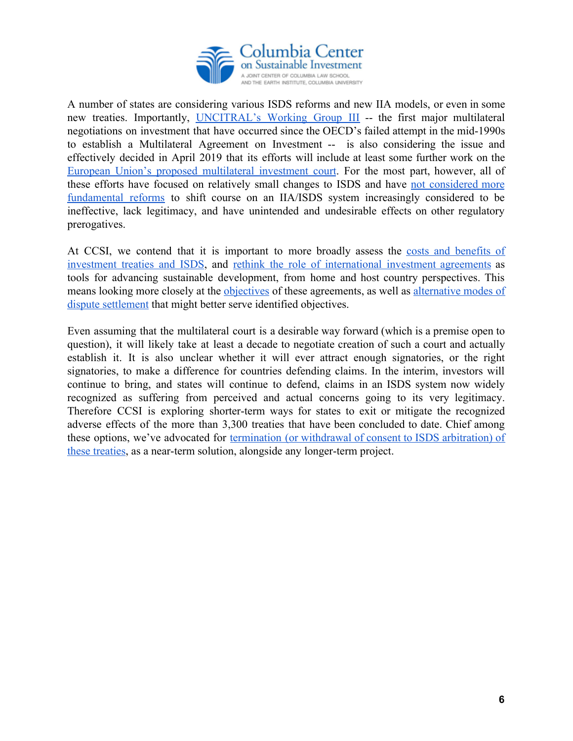A number of states are considering various ISDS reforms and new IIA models, or even in some new treaties. Importantly, UNCITRAL's Working Group III -- the first major multilateral negotiations on investment that have occurred since the OECD's failed attempt in the mid-1990s to establish a Multilateral Agreement on Investment -- is also considering the issue and effectively decided in April 2019 that its efforts will include at least some further work on the European Union's proposed multilateral investment court. For the most part, however, all of these efforts have focused on relatively small changes to ISDS and have not considered more fundamental reforms to shift course on an IIA/ISDS system increasingly considered to be ineffective, lack legitimacy, and have unintended and undesirable effects on other regulatory prerogatives.

At CCSI, we contend that it is important to more broadly assess the costs and benefits of investment treaties and ISDS, and rethink the role of international investment agreements as tools for advancing sustainable development, from home and host country perspectives. This means looking more closely at the objectives of these agreements, as well as alternative modes of dispute settlement that might better serve identified objectives.

Even assuming that the multilateral court is a desirable way forward (which is a premise open to question), it will likely take at least a decade to negotiate creation of such a court and actually establish it. It is also unclear whether it will ever attract enough signatories, or the right signatories, to make a difference for countries defending claims. In the interim, investors will continue to bring, and states will continue to defend, claims in an ISDS system now widely recognized as suffering from perceived and actual concerns going to its very legitimacy. Therefore CCSI is exploring shorter-term ways for states to exit or mitigate the recognized adverse effects of the more than 3,300 treaties that have been concluded to date. Chief among these options, we've advocated for termination (or withdrawal of consent to ISDS arbitration) of these treaties, as a near-term solution, alongside any longer-term project.